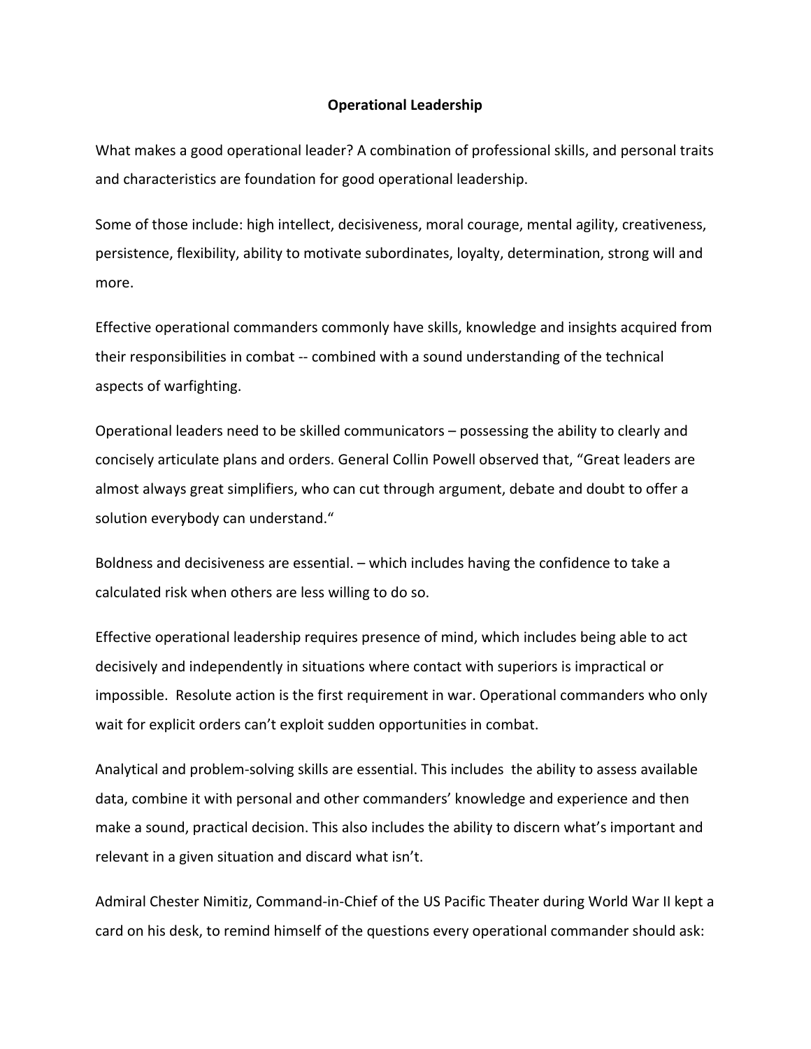**Operational Leadership**

What makes a good operational leader? A combination of professional skills, and personal traits and characteristics are foundation for good operational leadership.

Some of those include: high intellect, decisiveness, moral courage, mental agility, creativeness, persistence, flexibility, ability to motivate subordinates, loyalty, determination, strong will and more.

Effective operational commanders commonly have skills, knowledge and insights acquired from their responsibilities in combat -- combined with a sound understanding of the technical aspects of warfighting.

Operational leaders need to be skilled communicators – possessing the ability to clearly and concisely articulate plans and orders. General Collin Powell observed that, "Great leaders are almost always great simplifiers, who can cut through argument, debate and doubt to offer a solution everybody can understand."

Boldness and decisiveness are essential. – which includes having the confidence to take a calculated risk when others are less willing to do so.

Effective operational leadership requires presence of mind, which includes being able to act decisively and independently in situations where contact with superiors is impractical or impossible. Resolute action is the first requirement in war. Operational commanders who only wait for explicit orders can't exploit sudden opportunities in combat.

Analytical and problem-solving skills are essential. This includes the ability to assess available data, combine it with personal and other commanders' knowledge and experience and then make a sound, practical decision. This also includes the ability to discern what's important and relevant in a given situation and discard what isn't.

Admiral Chester Nimitiz, Command-in-Chief of the US Pacific Theater during World War II kept a card on his desk, to remind himself of the questions every operational commander should ask: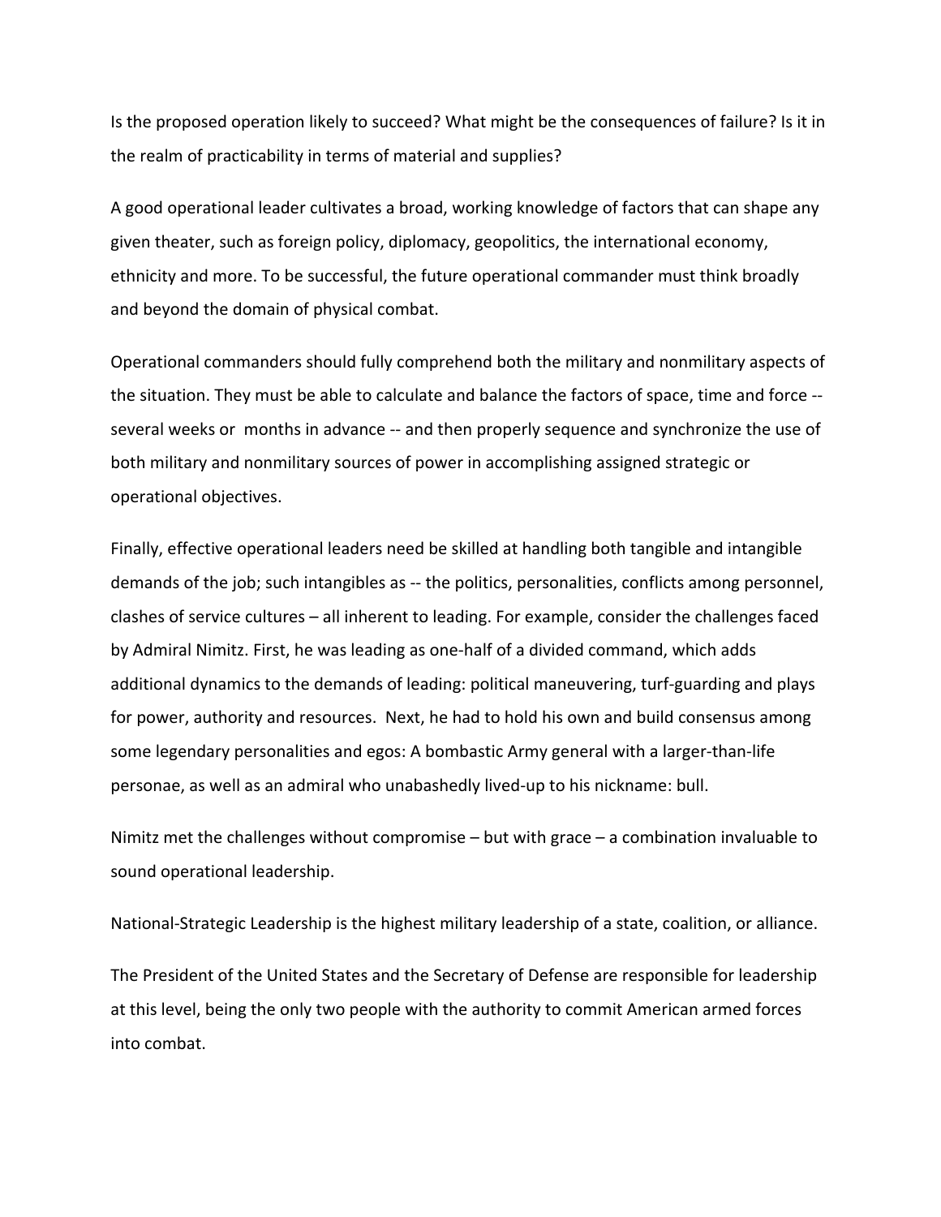Is the proposed operation likely to succeed? What might be the consequences of failure? Is it in the realm of practicability in terms of material and supplies?

A good operational leader cultivates a broad, working knowledge of factors that can shape any given theater, such as foreign policy, diplomacy, geopolitics, the international economy, ethnicity and more. To be successful, the future operational commander must think broadly and beyond the domain of physical combat.

Operational commanders should fully comprehend both the military and nonmilitary aspects of the situation. They must be able to calculate and balance the factors of space, time and force -- several weeks or months in advance -- and then properly sequence and synchronize the use of both military and nonmilitary sources of power in accomplishing assigned strategic or operational objectives.

Finally, effective operational leaders need be skilled at handling both tangible and intangible demands of the job; such intangibles as -- the politics, personalities, conflicts among personnel, clashes of service cultures – all inherent to leading. For example, consider the challenges faced by Admiral Nimitz. First, he was leading as one-half of a divided command, which adds additional dynamics to the demands of leading: political maneuvering, turf-guarding and plays for power, authority and resources. Next, he had to hold his own and build consensus among some legendary personalities and egos: A bombastic Army general with a larger-than-life personae, as well as an admiral who unabashedly lived-up to his nickname: bull.

Nimitz met the challenges without compromise – but with grace – a combination invaluable to sound operational leadership.

National-Strategic Leadership is the highest military leadership of a state, coalition, or alliance.

The President of the United States and the Secretary of Defense are responsible for leadership at this level, being the only two people with the authority to commit American armed forces into combat.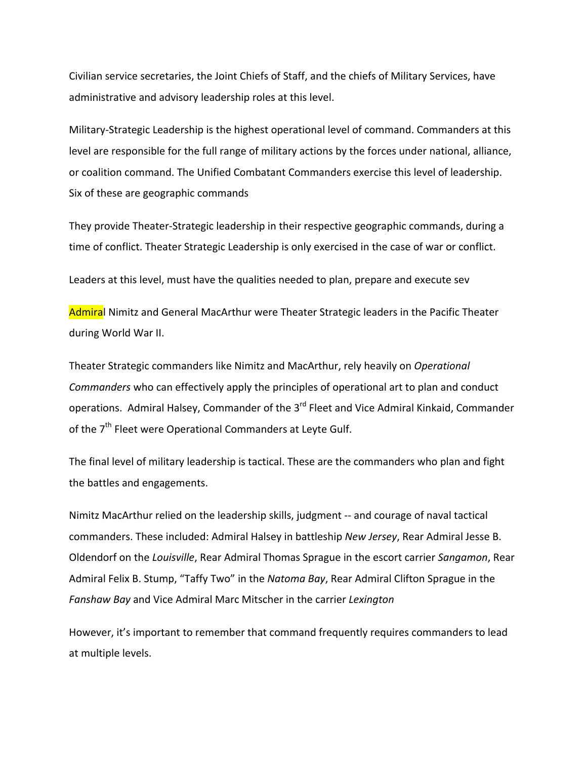Civilian service secretaries, the Joint Chiefs of Staff, and the chiefs of Military Services, have administrative and advisory leadership roles at this level.

Military-Strategic Leadership is the highest operational level of command. Commanders at this level are responsible for the full range of military actions by the forces under national, alliance, or coalition command. The Unified Combatant Commanders exercise this level of leadership. Six of these are geographic commands

They provide Theater-Strategic leadership in their respective geographic commands, during a time of conflict. Theater Strategic Leadership is only exercised in the case of war or conflict.

Leaders at this level, must have the qualities needed to plan, prepare and execute sev

Admiral Nimitz and General MacArthur were Theater Strategic leaders in the Pacific Theater during World War II.

Theater Strategic commanders like Nimitz and MacArthur, rely heavily on *Operational Commanders* who can effectively apply the principles of operational art to plan and conduct operations. Admiral Halsey, Commander of the 3rd Fleet and Vice Admiral Kinkaid, Commander of the 7th Fleet were Operational Commanders at Leyte Gulf.

The final level of military leadership is tactical. These are the commanders who plan and fight the battles and engagements.

Nimitz MacArthur relied on the leadership skills, judgment -- and courage of naval tactical commanders. These included: Admiral Halsey in battleship *New Jersey*, Rear Admiral Jesse B. Oldendorf on the *Louisville*, Rear Admiral Thomas Sprague in the escort carrier *Sangamon*, Rear Admiral Felix B. Stump, “Taffy Two” in the *Natoma Bay*, Rear Admiral Clifton Sprague in the *Fanshaw Bay* and Vice Admiral Marc Mitscher in the carrier *Lexington*

However, it’s important to remember that command frequently requires commanders to lead at multiple levels.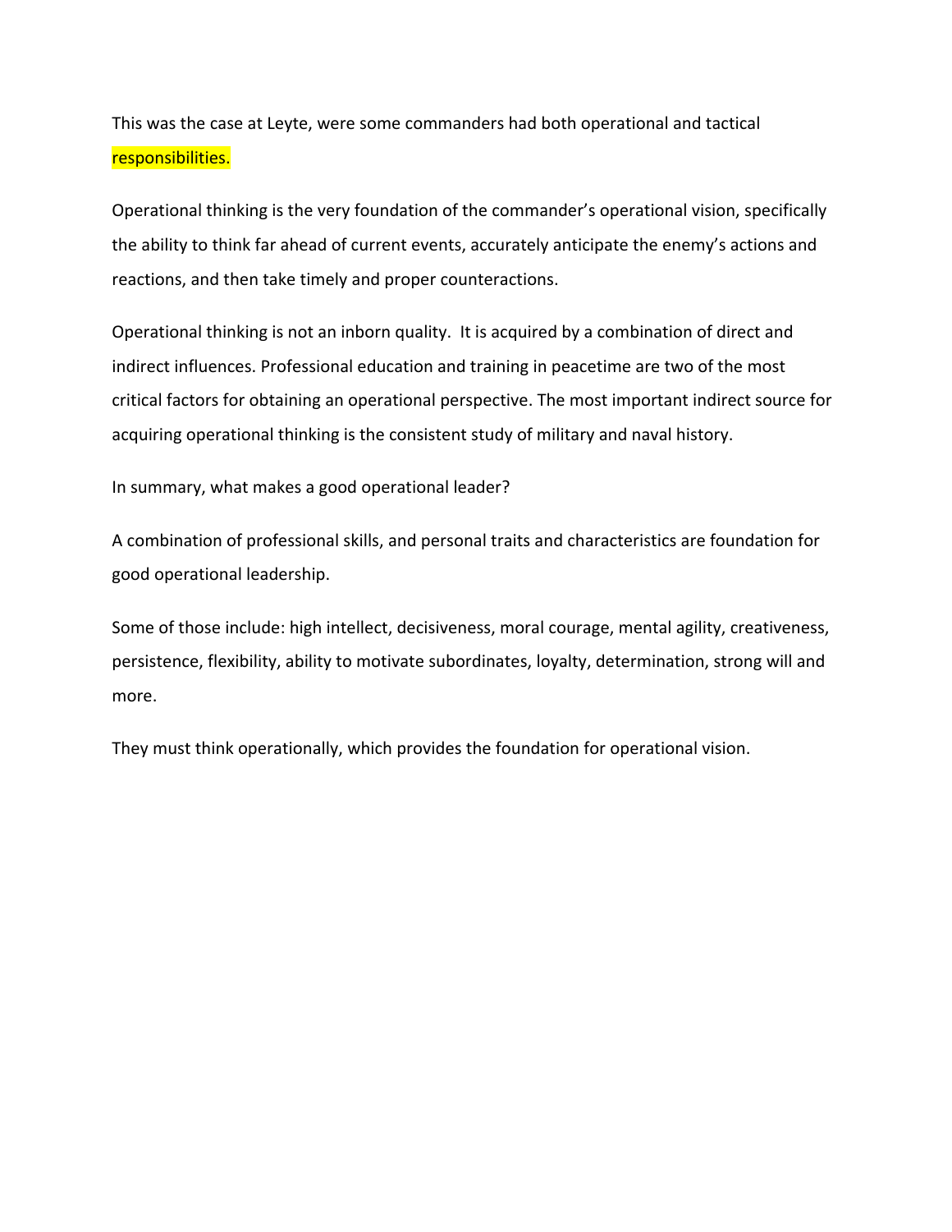This was the case at Leyte, were some commanders had both operational and tactical responsibilities.

Operational thinking is the very foundation of the commander's operational vision, specifically the ability to think far ahead of current events, accurately anticipate the enemy's actions and reactions, and then take timely and proper counteractions.

Operational thinking is not an inborn quality. It is acquired by a combination of direct and indirect influences. Professional education and training in peacetime are two of the most critical factors for obtaining an operational perspective. The most important indirect source for acquiring operational thinking is the consistent study of military and naval history.

In summary, what makes a good operational leader?

A combination of professional skills, and personal traits and characteristics are foundation for good operational leadership.

Some of those include: high intellect, decisiveness, moral courage, mental agility, creativeness, persistence, flexibility, ability to motivate subordinates, loyalty, determination, strong will and more.

They must think operationally, which provides the foundation for operational vision.